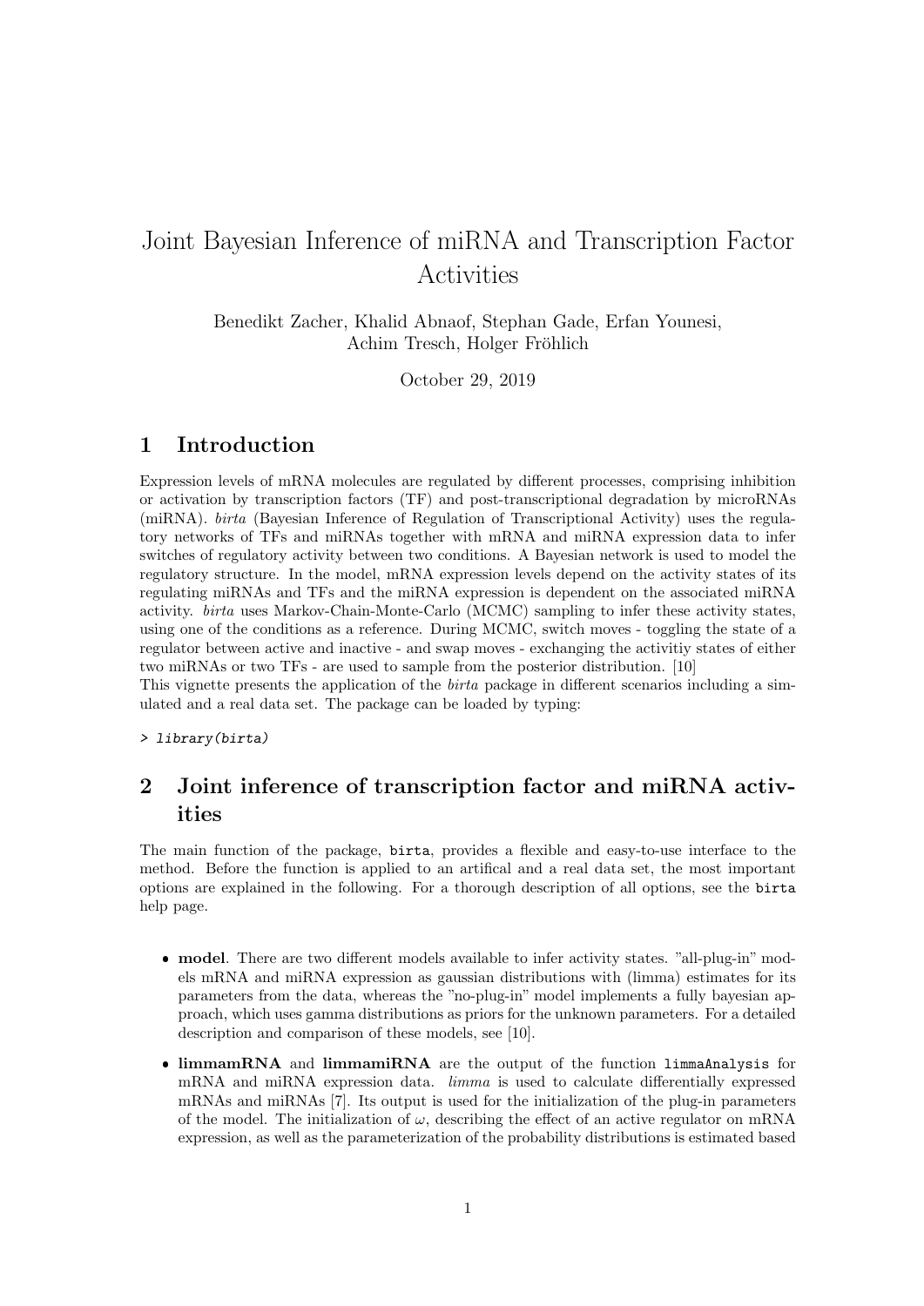# Joint Bayesian Inference of miRNA and Transcription Factor Activities

Benedikt Zacher, Khalid Abnaof, Stephan Gade, Erfan Younesi, Achim Tresch, Holger Fröhlich

October 29, 2019

## 1 Introduction

Expression levels of mRNA molecules are regulated by different processes, comprising inhibition or activation by transcription factors (TF) and post-transcriptional degradation by microRNAs (miRNA). *birta* (Bayesian Inference of Regulation of Transcriptional Activity) uses the regulatory networks of TFs and miRNAs together with mRNA and miRNA expression data to infer switches of regulatory activity between two conditions. A Bayesian network is used to model the regulatory structure. In the model, mRNA expression levels depend on the activity states of its regulating miRNAs and TFs and the miRNA expression is dependent on the associated miRNA activity. *birta* uses Markov-Chain-Monte-Carlo (MCMC) sampling to infer these activity states, using one of the conditions as a reference. During MCMC, switch moves - toggling the state of a regulator between active and inactive - and swap moves - exchanging the activitiy states of either two miRNAs or two TFs - are used to sample from the posterior distribution. [10]

This vignette presents the application of the *birta* package in different scenarios including a simulated and a real data set. The package can be loaded by typing:

```
> library(birta)
```

## 2 Joint inference of transcription factor and miRNA activities

The main function of the package, `birta`, provides a flexible and easy-to-use interface to the method. Before the function is applied to an artifical and a real data set, the most important options are explained in the following. For a thorough description of all options, see the `birta` help page.

- **model**. There are two different models available to infer activity states. "all-plug-in" models mRNA and miRNA expression as gaussian distributions with (limma) estimates for its parameters from the data, whereas the "no-plug-in" model implements a fully bayesian approach, which uses gamma distributions as priors for the unknown parameters. For a detailed description and comparison of these models, see [10].
- **limmamRNA** and **limmamiRNA** are the output of the function `limmaAnalysis` for mRNA and miRNA expression data. *limma* is used to calculate differentially expressed mRNAs and miRNAs [7]. Its output is used for the initialization of the plug-in parameters of the model. The initialization of $\omega$, describing the effect of an active regulator on mRNA expression, as well as the parameterization of the probability distributions is estimated based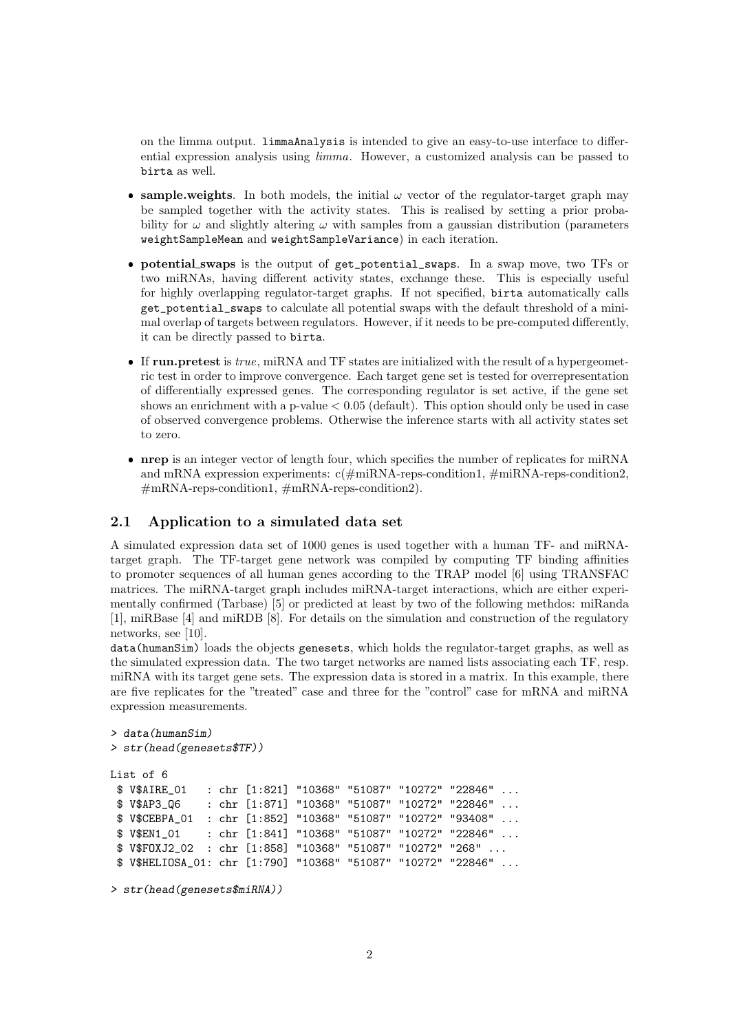on the limma output. `limmaAnalysis` is intended to give an easy-to-use interface to differential expression analysis using *limma*. However, a customized analysis can be passed to `birta` as well.

- **sample.weights**. In both models, the initial $\omega$ vector of the regulator-target graph may be sampled together with the activity states. This is realised by setting a prior probability for $\omega$ and slightly altering $\omega$ with samples from a gaussian distribution (parameters `weightSampleMean` and `weightSampleVariance`) in each iteration.
- **potential_swaps** is the output of `get_potential_swaps`. In a swap move, two TFs or two miRNAs, having different activity states, exchange these. This is especially useful for highly overlapping regulator-target graphs. If not specified, `birta` automatically calls `get_potential_swaps` to calculate all potential swaps with the default threshold of a minimal overlap of targets between regulators. However, if it needs to be pre-computed differently, it can be directly passed to `birta`.
- If **run.pretest** is *true*, miRNA and TF states are initialized with the result of a hypergeometric test in order to improve convergence. Each target gene set is tested for overrepresentation of differentially expressed genes. The corresponding regulator is set active, if the gene set shows an enrichment with a p-value $< 0.05$ (default). This option should only be used in case of observed convergence problems. Otherwise the inference starts with all activity states set to zero.
- **nrep** is an integer vector of length four, which specifies the number of replicates for miRNA and mRNA expression experiments: c(#miRNA-reps-condition1, #miRNA-reps-condition2, #mRNA-reps-condition1, #mRNA-reps-condition2).

## 2.1 Application to a simulated data set

A simulated expression data set of 1000 genes is used together with a human TF- and miRNA-target graph. The TF-target gene network was compiled by computing TF binding affinities to promoter sequences of all human genes according to the TRAP model [6] using TRANSFAC matrices. The miRNA-target graph includes miRNA-target interactions, which are either experimentally confirmed (Tarbase) [5] or predicted at least by two of the following methdos: miRanda [1], miRBase [4] and miRDB [8]. For details on the simulation and construction of the regulatory networks, see [10].

`data(humanSim)` loads the objects `genesets`, which holds the regulator-target graphs, as well as the simulated expression data. The two target networks are named lists associating each TF, resp. miRNA with its target gene sets. The expression data is stored in a matrix. In this example, there are five replicates for the "treated" case and three for the "control" case for mRNA and miRNA expression measurements.

```
> data(humanSim)
> str(head(genesets$TF))

List of 6
 $ V$AIRE_01   : chr [1:821] "10368" "51087" "10272" "22846" ...
 $ V$AP3_Q6    : chr [1:871] "10368" "51087" "10272" "22846" ...
 $ V$CEBPA_01  : chr [1:852] "10368" "51087" "10272" "93408" ...
 $ V$EN1_01    : chr [1:841] "10368" "51087" "10272" "22846" ...
 $ V$FOXJ2_02  : chr [1:858] "10368" "51087" "10272" "268" ...
 $ V$HELIOSA_01: chr [1:790] "10368" "51087" "10272" "22846" ...

> str(head(genesets$miRNA))
```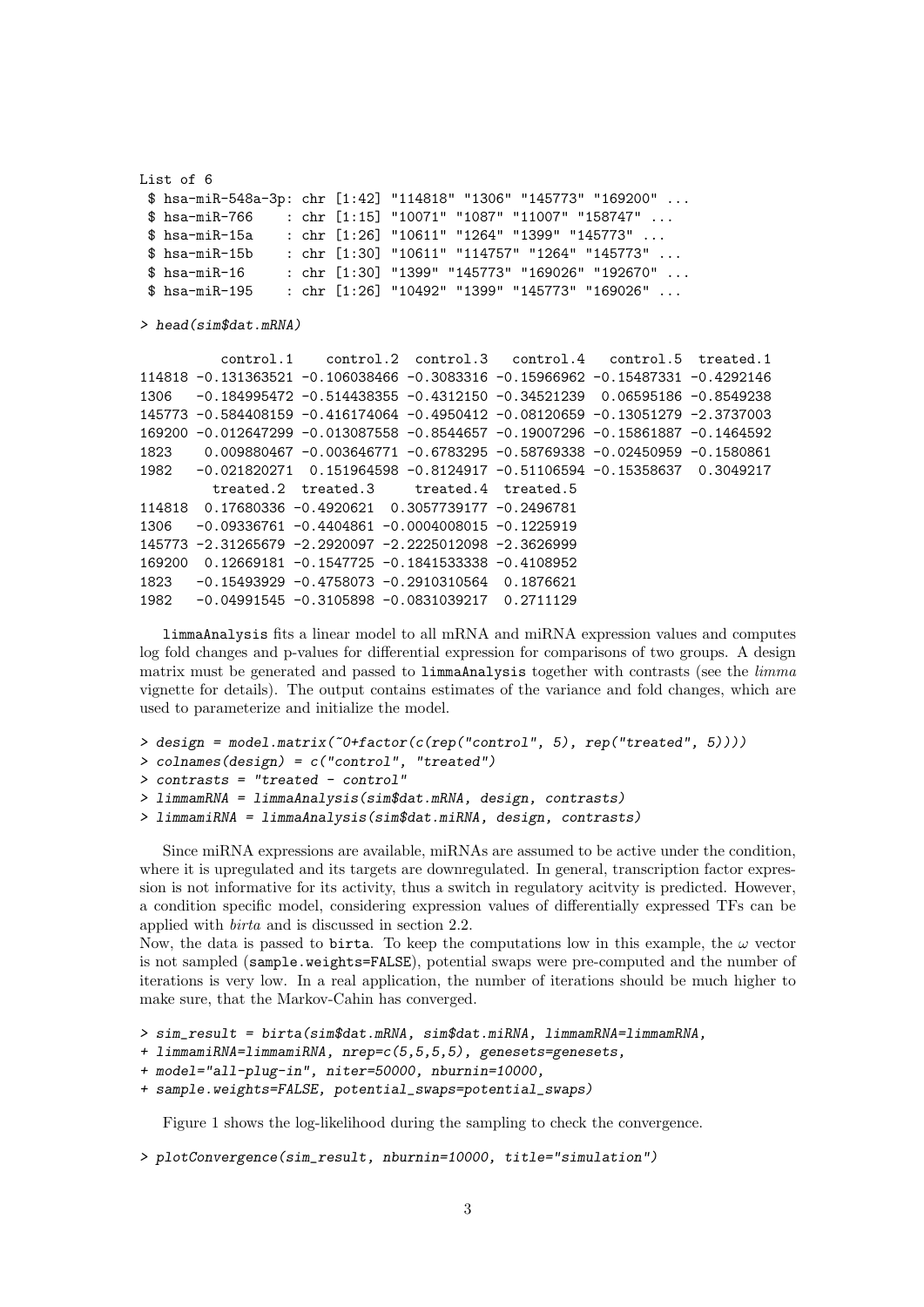```
List of 6
 $ hsa-miR-548a-3p: chr [1:42] "114818" "1306" "145773" "169200" ...
 $ hsa-miR-766    : chr [1:15] "10071" "1087" "11007" "158747" ...
 $ hsa-miR-15a    : chr [1:26] "10611" "1264" "1399" "145773" ...
 $ hsa-miR-15b    : chr [1:30] "10611" "114757" "1264" "145773" ...
 $ hsa-miR-16     : chr [1:30] "1399" "145773" "169026" "192670" ...
 $ hsa-miR-195    : chr [1:26] "10492" "1399" "145773" "169026" ...
```

```
> head(sim$dat.mRNA)
```

```
          control.1    control.2  control.3   control.4   control.5  treated.1
114818 -0.131363521 -0.106038466 -0.3083316 -0.15966962 -0.15487331 -0.4292146
1306   -0.184995472 -0.514438355 -0.4312150 -0.34521239  0.06595186 -0.8549238
145773 -0.584408159 -0.416174064 -0.4950412 -0.08120659 -0.13051279 -2.3737003
169200 -0.012647299 -0.013087558 -0.8544657 -0.19007296 -0.15861887 -0.1464592
1823    0.009880467 -0.003646771 -0.6783295 -0.58769338 -0.02450959 -0.1580861
1982   -0.021820271  0.151964598 -0.8124917 -0.51106594 -0.15358637  0.3049217
         treated.2  treated.3     treated.4  treated.5
114818  0.17680336 -0.4920621  0.3057739177 -0.2496781
1306   -0.09336761 -0.4404861 -0.0004008015 -0.1225919
145773 -2.31265679 -2.2920097 -2.2225012098 -2.3626999
169200  0.12669181 -0.1547725 -0.1841533338 -0.4108952
1823   -0.15493929 -0.4758073 -0.2910310564  0.1876621
1982   -0.04991545 -0.3105898 -0.0831039217  0.2711129
```

`limmaAnalysis` fits a linear model to all mRNA and miRNA expression values and computes log fold changes and p-values for differential expression for comparisons of two groups. A design matrix must be generated and passed to `limmaAnalysis` together with contrasts (see the *limma* vignette for details). The output contains estimates of the variance and fold changes, which are used to parameterize and initialize the model.

```
> design = model.matrix(~0+factor(c(rep("control", 5), rep("treated", 5))))
> colnames(design) = c("control", "treated")
> contrasts = "treated - control"
> limmamRNA = limmaAnalysis(sim$dat.mRNA, design, contrasts)
> limmamiRNA = limmaAnalysis(sim$dat.miRNA, design, contrasts)
```

Since miRNA expressions are available, miRNAs are assumed to be active under the condition, where it is upregulated and its targets are downregulated. In general, transcription factor expression is not informative for its activity, thus a switch in regulatory acitvity is predicted. However, a condition specific model, considering expression values of differentially expressed TFs can be applied with *birta* and is discussed in section 2.2.
Now, the data is passed to `birta`. To keep the computations low in this example, the $\omega$ vector is not sampled (`sample.weights=FALSE`), potential swaps were pre-computed and the number of iterations is very low. In a real application, the number of iterations should be much higher to make sure, that the Markov-Cahin has converged.

```
> sim_result = birta(sim$dat.mRNA, sim$dat.miRNA, limmamRNA=limmamRNA,
+ limmamiRNA=limmamiRNA, nrep=c(5,5,5,5), genesets=genesets,
+ model="all-plug-in", niter=50000, nburnin=10000,
+ sample.weights=FALSE, potential_swaps=potential_swaps)
```

Figure 1 shows the log-likelihood during the sampling to check the convergence.

```
> plotConvergence(sim_result, nburnin=10000, title="simulation")
```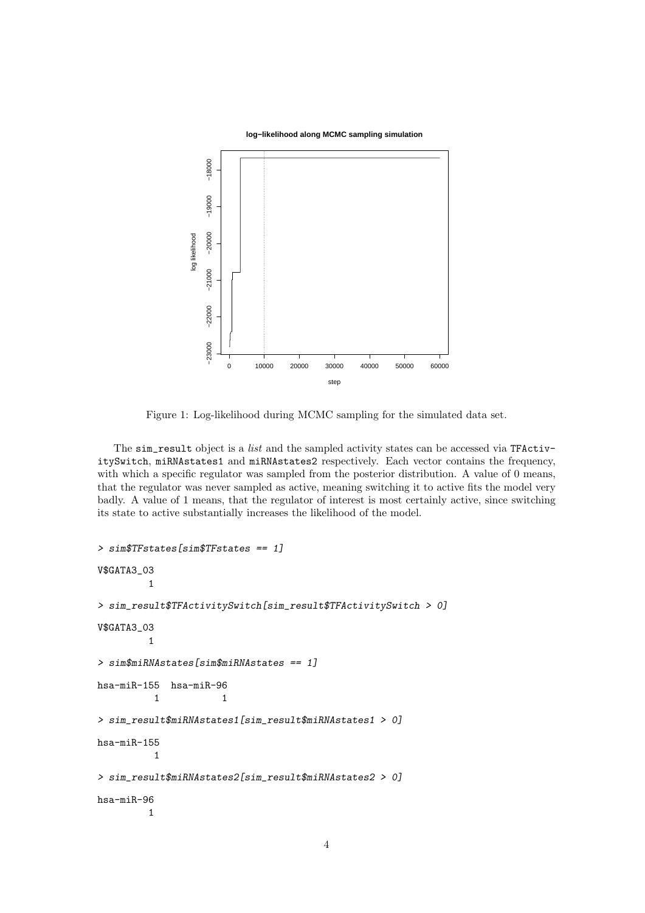Figure 1: Log-likelihood during MCMC sampling for the simulated data set.

The sim_result object is a *list* and the sampled activity states can be accessed via TFActivitySwitch, miRNAstates1 and miRNAstates2 respectively. Each vector contains the frequency, with which a specific regulator was sampled from the posterior distribution. A value of 0 means, that the regulator was never sampled as active, meaning switching it to active fits the model very badly. A value of 1 means, that the regulator of interest is most certainly active, since switching its state to active substantially increases the likelihood of the model.

```
> sim$TFstates[sim$TFstates == 1]

V$GATA3_03
         1

> sim_result$TFActivitySwitch[sim_result$TFActivitySwitch > 0]

V$GATA3_03
         1

> sim$miRNAstates[sim$miRNAstates == 1]

hsa-miR-155  hsa-miR-96
          1           1

> sim_result$miRNAstates1[sim_result$miRNAstates1 > 0]

hsa-miR-155
          1

> sim_result$miRNAstates2[sim_result$miRNAstates2 > 0]

hsa-miR-96
         1
```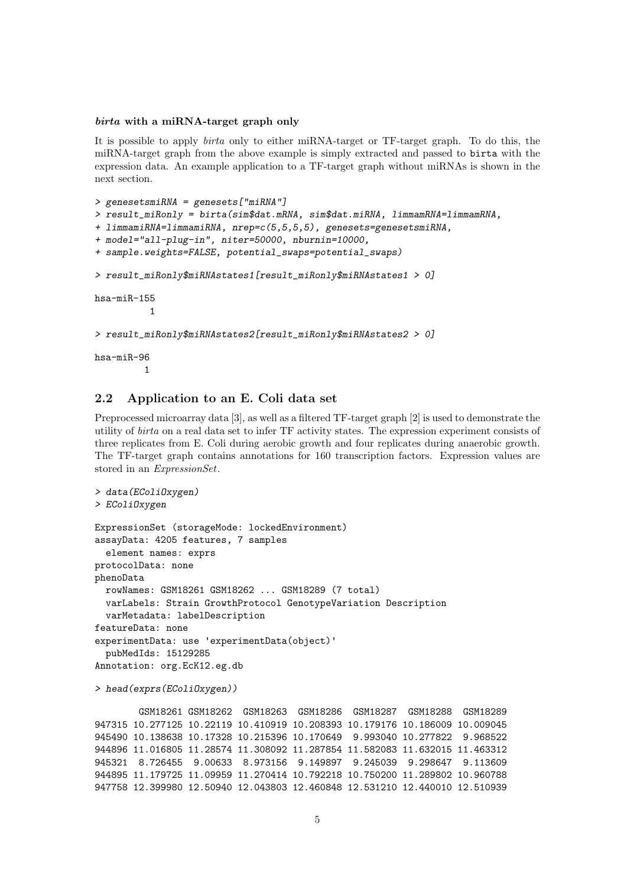#### *birta* with a miRNA-target graph only

It is possible to apply *birta* only to either miRNA-target or TF-target graph. To do this, the miRNA-target graph from the above example is simply extracted and passed to `birta` with the expression data. An example application to a TF-target graph without miRNAs is shown in the next section.

```
> genesetsmiRNA = genesets["miRNA"]
> result_miRonly = birta(sim$dat.mRNA, sim$dat.miRNA, limmamRNA=limmamRNA,
+ limmamiRNA=limmamiRNA, nrep=c(5,5,5,5), genesets=genesetsmiRNA,
+ model="all-plug-in", niter=50000, nburnin=10000,
+ sample.weights=FALSE, potential_swaps=potential_swaps)
```

```
> result_miRonly$miRNAstates1[result_miRonly$miRNAstates1 > 0]

hsa-miR-155
          1
```

```
> result_miRonly$miRNAstates2[result_miRonly$miRNAstates2 > 0]

hsa-miR-96
         1
```

## 2.2 Application to an E. Coli data set

Preprocessed microarray data [3], as well as a filtered TF-target graph [2] is used to demonstrate the utility of *birta* on a real data set to infer TF activity states. The expression experiment consists of three replicates from E. Coli during aerobic growth and four replicates during anaerobic growth. The TF-target graph contains annotations for 160 transcription factors. Expression values are stored in an *ExpressionSet*.

```
> data(EColiOxygen)
> EColiOxygen

ExpressionSet (storageMode: lockedEnvironment)
assayData: 4205 features, 7 samples
  element names: exprs
protocolData: none
phenoData
  rowNames: GSM18261 GSM18262 ... GSM18289 (7 total)
  varLabels: Strain GrowthProtocol GenotypeVariation Description
  varMetadata: labelDescription
featureData: none
experimentData: use 'experimentData(object)'
  pubMedIds: 15129285
Annotation: org.EcK12.eg.db
```

```
> head(exprs(EColiOxygen))

        GSM18261 GSM18262  GSM18263  GSM18286  GSM18287  GSM18288  GSM18289
947315 10.277125 10.22119 10.410919 10.208393 10.179176 10.186009 10.009045
945490 10.138638 10.17328 10.215396 10.170649  9.993040 10.277822  9.968522
944896 11.016805 11.28574 11.308092 11.287854 11.582083 11.632015 11.463312
945321  8.726455  9.00633  8.973156  9.149897  9.245039  9.298647  9.113609
944895 11.179725 11.09959 11.270414 10.792218 10.750200 11.289802 10.960788
947758 12.399980 12.50940 12.043803 12.460848 12.531210 12.440010 12.510939
```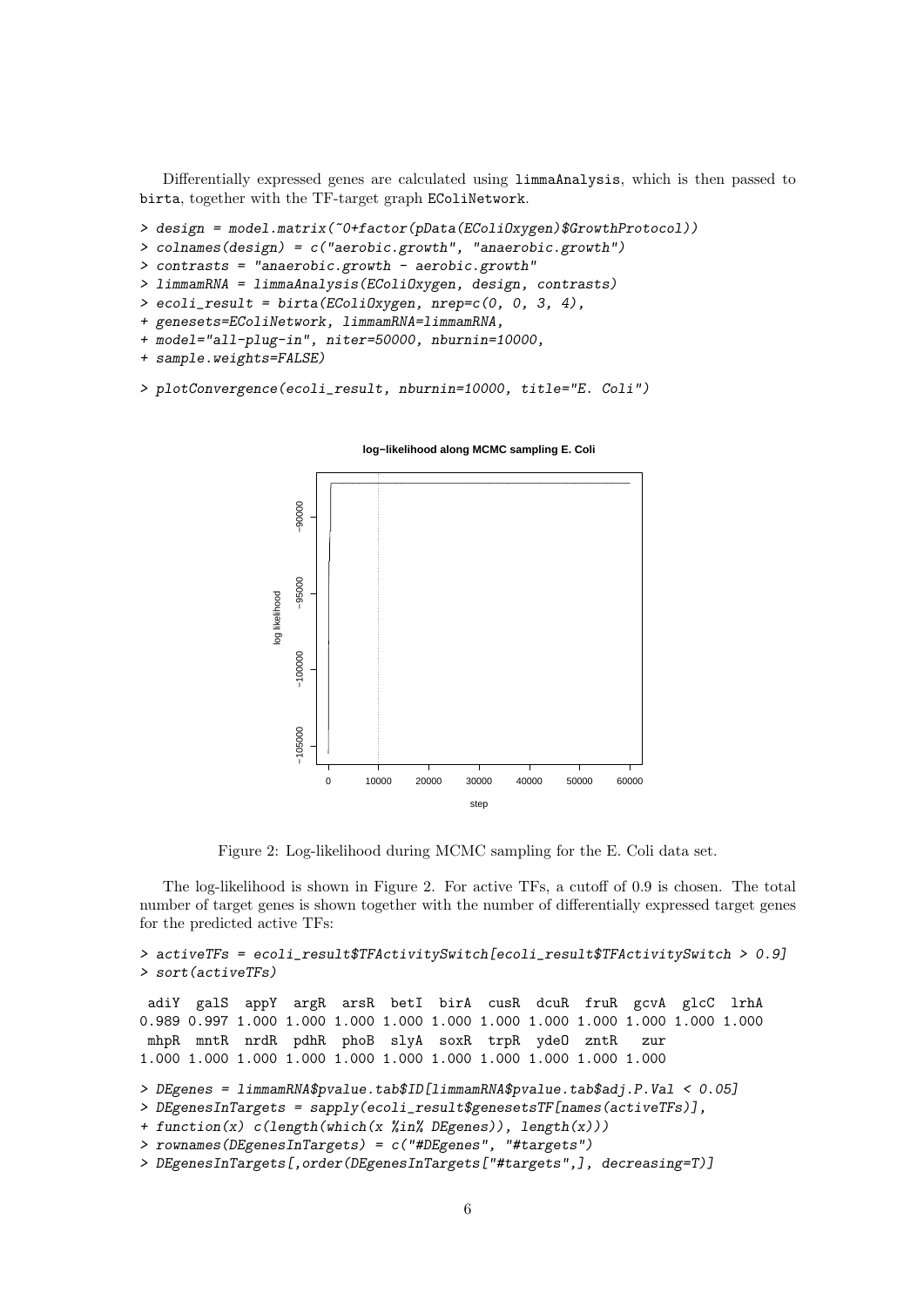Differentially expressed genes are calculated using `limmaAnalysis`, which is then passed to `birta`, together with the TF-target graph `EColiNetwork`.

```
> design = model.matrix(~0+factor(pData(EColiOxygen)$GrowthProtocol))
> colnames(design) = c("aerobic.growth", "anaerobic.growth")
> contrasts = "anaerobic.growth - aerobic.growth"
> limmamRNA = limmaAnalysis(EColiOxygen, design, contrasts)
> ecoli_result = birta(EColiOxygen, nrep=c(0, 0, 3, 4),
+ genesets=EColiNetwork, limmamRNA=limmamRNA,
+ model="all-plug-in", niter=50000, nburnin=10000,
+ sample.weights=FALSE)
```

```
> plotConvergence(ecoli_result, nburnin=10000, title="E. Coli")
```

Figure 2: Log-likelihood during MCMC sampling for the E. Coli data set.

The log-likelihood is shown in Figure 2. For active TFs, a cutoff of 0.9 is chosen. The total number of target genes is shown together with the number of differentially expressed target genes for the predicted active TFs:

```
> activeTFs = ecoli_result$TFActivitySwitch[ecoli_result$TFActivitySwitch > 0.9]
> sort(activeTFs)

 adiY  galS  appY  argR  arsR  betI  birA  cusR  dcuR  fruR  gcvA  glcC  lrhA
0.989 0.997 1.000 1.000 1.000 1.000 1.000 1.000 1.000 1.000 1.000 1.000 1.000
 mhpR  mntR  nrdR  pdhR  phoB  slyA  soxR  trpR  ydeO  zntR   zur
1.000 1.000 1.000 1.000 1.000 1.000 1.000 1.000 1.000 1.000 1.000
```

```
> DEgenes = limmamRNA$pvalue.tab$ID[limmamRNA$pvalue.tab$adj.P.Val < 0.05]
> DEgenesInTargets = sapply(ecoli_result$genesetsTF[names(activeTFs)],
+ function(x) c(length(which(x %in% DEgenes)), length(x)))
> rownames(DEgenesInTargets) = c("#DEgenes", "#targets")
> DEgenesInTargets[,order(DEgenesInTargets["#targets",], decreasing=T)]
```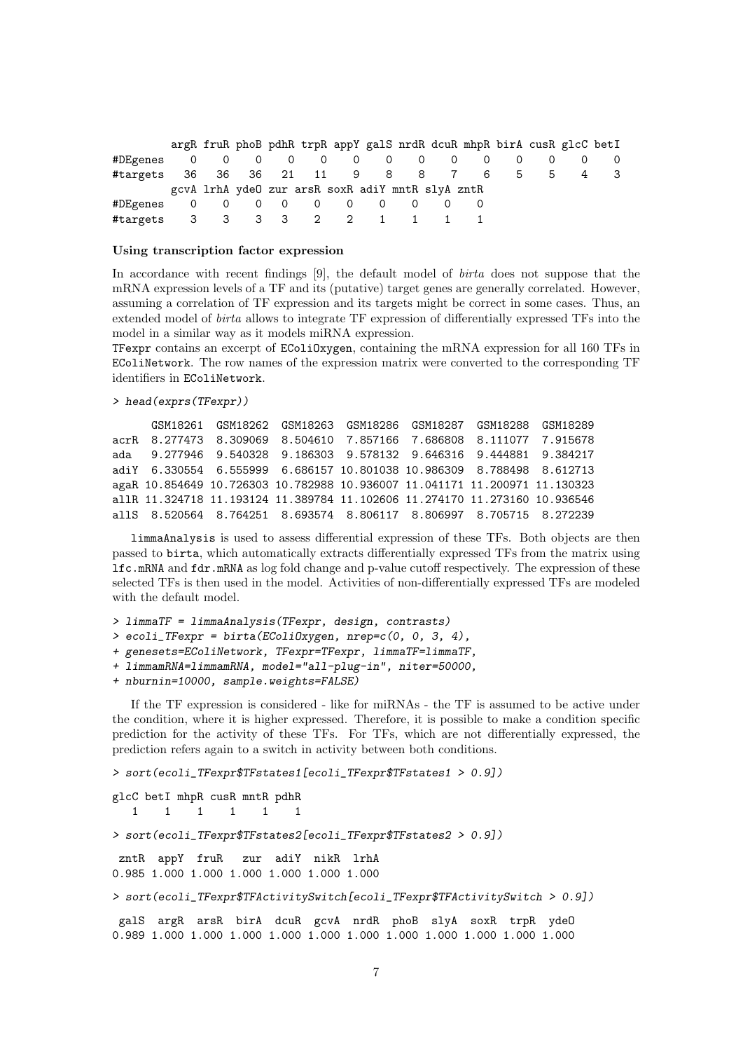```
        argR fruR phoB pdhR trpR appY galS nrdR dcuR mhpR birA cusR glcC betI
#DEgenes    0    0    0    0    0    0    0    0    0    0    0    0    0    0
#targets   36   36   36   21   11    9    8    8    7    6    5    5    4    3
        gcvA lrhA ydeO zur arsR soxR adiY mntR slyA zntR
#DEgenes    0    0    0   0    0    0    0    0    0    0
#targets    3    3    3   3    2    2    1    1    1    1
```

#### Using transcription factor expression

In accordance with recent findings [9], the default model of *birta* does not suppose that the mRNA expression levels of a TF and its (putative) target genes are generally correlated. However, assuming a correlation of TF expression and its targets might be correct in some cases. Thus, an extended model of *birta* allows to integrate TF expression of differentially expressed TFs into the model in a similar way as it models miRNA expression.

TFexpr contains an excerpt of EColiOxygen, containing the mRNA expression for all 160 TFs in EColiNetwork. The row names of the expression matrix were converted to the corresponding TF identifiers in EColiNetwork.

```
> head(exprs(TFexpr))

      GSM18261  GSM18262  GSM18263  GSM18286  GSM18287  GSM18288  GSM18289
acrR  8.277473  8.309069  8.504610  7.857166  7.686808  8.111077  7.915678
ada   9.277946  9.540328  9.186303  9.578132  9.646316  9.444881  9.384217
adiY  6.330554  6.555999  6.686157 10.801038 10.986309  8.788498  8.612713
agaR 10.854649 10.726303 10.782988 10.936007 11.041171 11.200971 11.130323
allR 11.324718 11.193124 11.389784 11.102606 11.274170 11.273160 10.936546
allS  8.520564  8.764251  8.693574  8.806117  8.806997  8.705715  8.272239
```

limmaAnalysis is used to assess differential expression of these TFs. Both objects are then passed to birta, which automatically extracts differentially expressed TFs from the matrix using lfc.mRNA and fdr.mRNA as log fold change and p-value cutoff respectively. The expression of these selected TFs is then used in the model. Activities of non-differentially expressed TFs are modeled with the default model.

```
> limmaTF = limmaAnalysis(TFexpr, design, contrasts)
> ecoli_TFexpr = birta(EColiOxygen, nrep=c(0, 0, 3, 4),
+ genesets=EColiNetwork, TFexpr=TFexpr, limmaTF=limmaTF,
+ limmamRNA=limmamRNA, model="all-plug-in", niter=50000,
+ nburnin=10000, sample.weights=FALSE)
```

If the TF expression is considered - like for miRNAs - the TF is assumed to be active under the condition, where it is higher expressed. Therefore, it is possible to make a condition specific prediction for the activity of these TFs. For TFs, which are not differentially expressed, the prediction refers again to a switch in activity between both conditions.

```
> sort(ecoli_TFexpr$TFstates1[ecoli_TFexpr$TFstates1 > 0.9])

glcC betI mhpR cusR mntR pdhR
   1    1    1    1    1    1

> sort(ecoli_TFexpr$TFstates2[ecoli_TFexpr$TFstates2 > 0.9])

 zntR  appY  fruR   zur  adiY  nikR  lrhA
0.985 1.000 1.000 1.000 1.000 1.000 1.000

> sort(ecoli_TFexpr$TFActivitySwitch[ecoli_TFexpr$TFActivitySwitch > 0.9])

 galS  argR  arsR  birA  dcuR  gcvA  nrdR  phoB  slyA  soxR  trpR  ydeO
0.989 1.000 1.000 1.000 1.000 1.000 1.000 1.000 1.000 1.000 1.000 1.000
```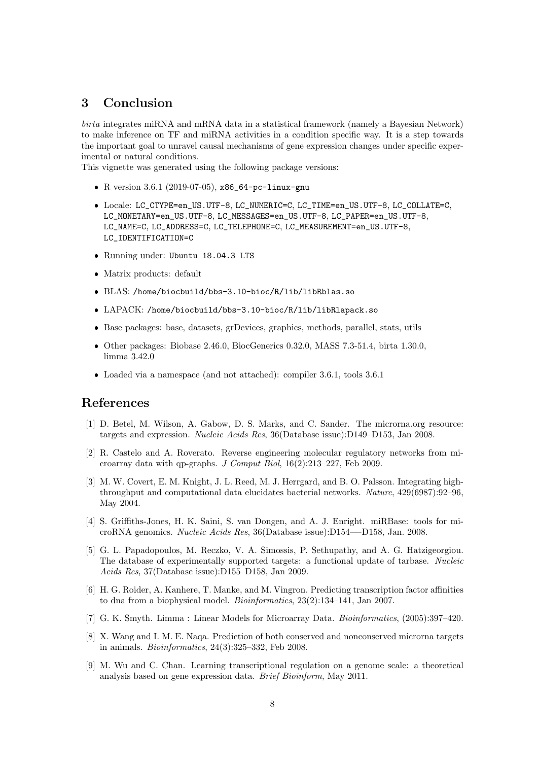# 3 Conclusion

*birta* integrates miRNA and mRNA data in a statistical framework (namely a Bayesian Network) to make inference on TF and miRNA activities in a condition specific way. It is a step towards the important goal to unravel causal mechanisms of gene expression changes under specific experimental or natural conditions.
This vignette was generated using the following package versions:

- R version 3.6.1 (2019-07-05), x86_64-pc-linux-gnu
- Locale: LC_CTYPE=en_US.UTF-8, LC_NUMERIC=C, LC_TIME=en_US.UTF-8, LC_COLLATE=C, LC_MONETARY=en_US.UTF-8, LC_MESSAGES=en_US.UTF-8, LC_PAPER=en_US.UTF-8, LC_NAME=C, LC_ADDRESS=C, LC_TELEPHONE=C, LC_MEASUREMENT=en_US.UTF-8, LC_IDENTIFICATION=C
- Running under: Ubuntu 18.04.3 LTS
- Matrix products: default
- BLAS: /home/biocbuild/bbs-3.10-bioc/R/lib/libRblas.so
- LAPACK: /home/biocbuild/bbs-3.10-bioc/R/lib/libRlapack.so
- Base packages: base, datasets, grDevices, graphics, methods, parallel, stats, utils
- Other packages: Biobase 2.46.0, BiocGenerics 0.32.0, MASS 7.3-51.4, birta 1.30.0, limma 3.42.0
- Loaded via a namespace (and not attached): compiler 3.6.1, tools 3.6.1

# References

[1] D. Betel, M. Wilson, A. Gabow, D. S. Marks, and C. Sander. The microrna.org resource: targets and expression. *Nucleic Acids Res*, 36(Database issue):D149–D153, Jan 2008.

[2] R. Castelo and A. Roverato. Reverse engineering molecular regulatory networks from microarray data with qp-graphs. *J Comput Biol*, 16(2):213–227, Feb 2009.

[3] M. W. Covert, E. M. Knight, J. L. Reed, M. J. Herrgard, and B. O. Palsson. Integrating high-throughput and computational data elucidates bacterial networks. *Nature*, 429(6987):92–96, May 2004.

[4] S. Griffiths-Jones, H. K. Saini, S. van Dongen, and A. J. Enright. miRBase: tools for microRNA genomics. *Nucleic Acids Res*, 36(Database issue):D154—-D158, Jan. 2008.

[5] G. L. Papadopoulos, M. Reczko, V. A. Simossis, P. Sethupathy, and A. G. Hatzigeorgiou. The database of experimentally supported targets: a functional update of tarbase. *Nucleic Acids Res*, 37(Database issue):D155–D158, Jan 2009.

[6] H. G. Roider, A. Kanhere, T. Manke, and M. Vingron. Predicting transcription factor affinities to dna from a biophysical model. *Bioinformatics*, 23(2):134–141, Jan 2007.

[7] G. K. Smyth. Limma : Linear Models for Microarray Data. *Bioinformatics*, (2005):397–420.

[8] X. Wang and I. M. E. Naqa. Prediction of both conserved and nonconserved microrna targets in animals. *Bioinformatics*, 24(3):325–332, Feb 2008.

[9] M. Wu and C. Chan. Learning transcriptional regulation on a genome scale: a theoretical analysis based on gene expression data. *Brief Bioinform*, May 2011.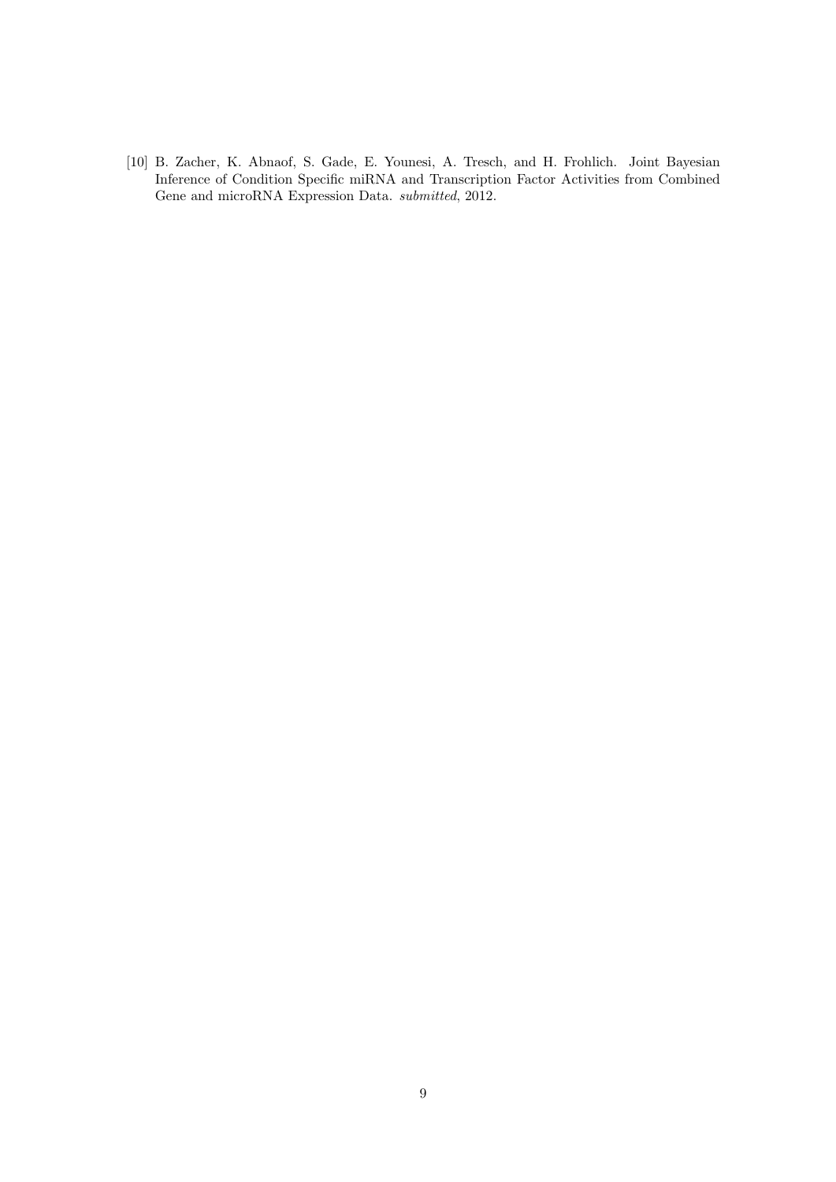[10] B. Zacher, K. Abnaof, S. Gade, E. Younesi, A. Tresch, and H. Frohlich. Joint Bayesian Inference of Condition Specific miRNA and Transcription Factor Activities from Combined Gene and microRNA Expression Data. *submitted*, 2012.